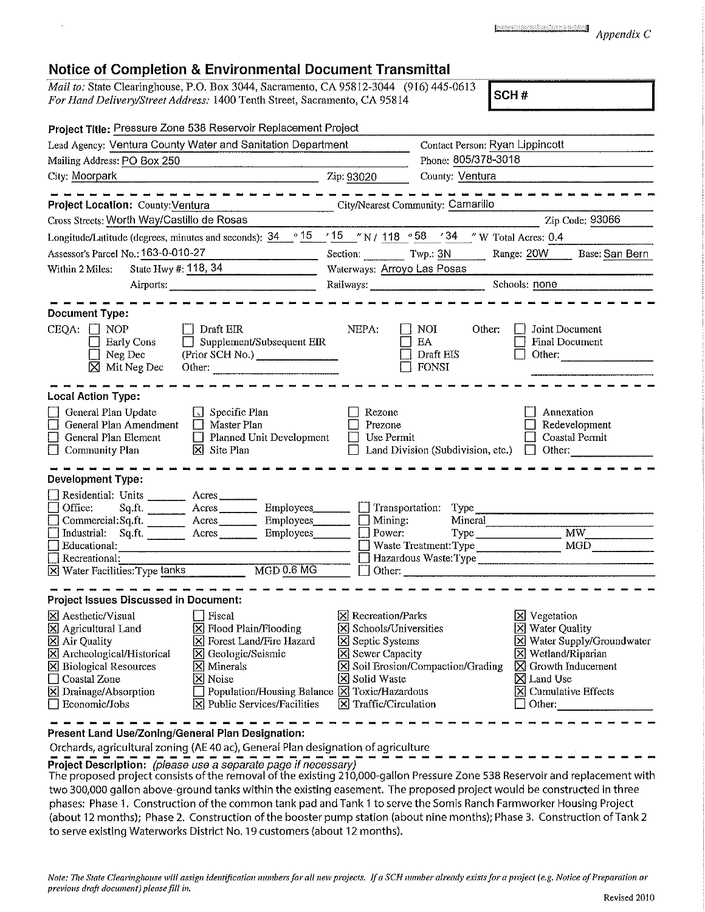Appendix C

# Notice of Completion & Environmental Document Transmittal

*Mail to:* State Clearinghouse, P.O. Box 3044, Sacramento, CA 95812-3044 (916) 445-0613
*For Hand Delivery/Street Address:* 1400 Tenth Street, Sacramento, CA 95814

**SCH #**

**Project Title:** Pressure Zone 538 Reservoir Replacement Project

Lead Agency: Ventura County Water and Sanitation Department — Contact Person: Ryan Lippincott

Mailing Address: PO Box 250 — Phone: 805/378-3018

City: Moorpark — Zip: 93020 — County: Ventura

---

**Project Location:** County: Ventura — City/Nearest Community: Camarillo

Cross Streets: Worth Way/Castillo de Rosas — Zip Code: 93066

Longitude/Latitude (degrees, minutes and seconds): 34 ° 15 ′ 15 ″ N / 118 ° 58 ′ 34 ″ W Total Acres: 0.4

Assessor's Parcel No.: 163-0-010-27 — Section: ______ Twp.: 3N — Range: 20W — Base: San Bern

Within 2 Miles: State Hwy #: 118, 34 — Waterways: Arroyo Las Posas

Airports: ______ — Railways: ______ — Schools: none

---

**Document Type:**

CEQA: ☐ NOP ☐ Early Cons ☐ Neg Dec ☒ Mit Neg Dec ☐ Draft EIR ☐ Supplement/Subsequent EIR (Prior SCH No.) ______ Other: ______

NEPA: ☐ NOI ☐ EA ☐ Draft EIS ☐ FONSI

Other: ☐ Joint Document ☐ Final Document ☐ Other: ______

---

**Local Action Type:**

☐ General Plan Update ☐ General Plan Amendment ☐ General Plan Element ☐ Community Plan ☐ Specific Plan ☐ Master Plan ☐ Planned Unit Development ☒ Site Plan ☐ Rezone ☐ Prezone ☐ Use Permit ☐ Land Division (Subdivision, etc.) ☐ Annexation ☐ Redevelopment ☐ Coastal Permit ☐ Other: ______

---

**Development Type:**

☐ Residential: Units ______ Acres ______
☐ Office: Sq.ft. ______ Acres ______ Employees ______
☐ Commercial: Sq.ft. ______ Acres ______ Employees ______
☐ Industrial: Sq.ft. ______ Acres ______ Employees ______
☐ Educational: ______
☐ Recreational: ______
☒ Water Facilities: Type tanks MGD 0.6 MG
☐ Transportation: Type ______
☐ Mining: Mineral ______
☐ Power: Type ______ MW ______
☐ Waste Treatment: Type ______ MGD ______
☐ Hazardous Waste: Type ______
☐ Other: ______

---

**Project Issues Discussed in Document:**

☒ Aesthetic/Visual
☒ Agricultural Land
☒ Air Quality
☒ Archeological/Historical
☒ Biological Resources
☐ Coastal Zone
☒ Drainage/Absorption
☐ Economic/Jobs
☐ Fiscal
☒ Flood Plain/Flooding
☒ Forest Land/Fire Hazard
☒ Geologic/Seismic
☒ Minerals
☒ Noise
☐ Population/Housing Balance
☒ Public Services/Facilities
☒ Recreation/Parks
☒ Schools/Universities
☒ Septic Systems
☒ Sewer Capacity
☒ Soil Erosion/Compaction/Grading
☒ Solid Waste
☒ Toxic/Hazardous
☒ Traffic/Circulation
☒ Vegetation
☒ Water Quality
☒ Water Supply/Groundwater
☒ Wetland/Riparian
☒ Growth Inducement
☒ Land Use
☒ Cumulative Effects
☐ Other: ______

---

**Present Land Use/Zoning/General Plan Designation:**

Orchards, agricultural zoning (AE 40 ac), General Plan designation of agriculture

**Project Description:** *(please use a separate page if necessary)*

The proposed project consists of the removal of the existing 210,000-gallon Pressure Zone 538 Reservoir and replacement with two 300,000 gallon above-ground tanks within the existing easement. The proposed project would be constructed in three phases: Phase 1. Construction of the common tank pad and Tank 1 to serve the Somis Ranch Farmworker Housing Project (about 12 months); Phase 2. Construction of the booster pump station (about nine months); Phase 3. Construction of Tank 2 to serve existing Waterworks District No. 19 customers (about 12 months).

*Note: The State Clearinghouse will assign identification numbers for all new projects. If a SCH number already exists for a project (e.g. Notice of Preparation or previous draft document) please fill in.*

Revised 2010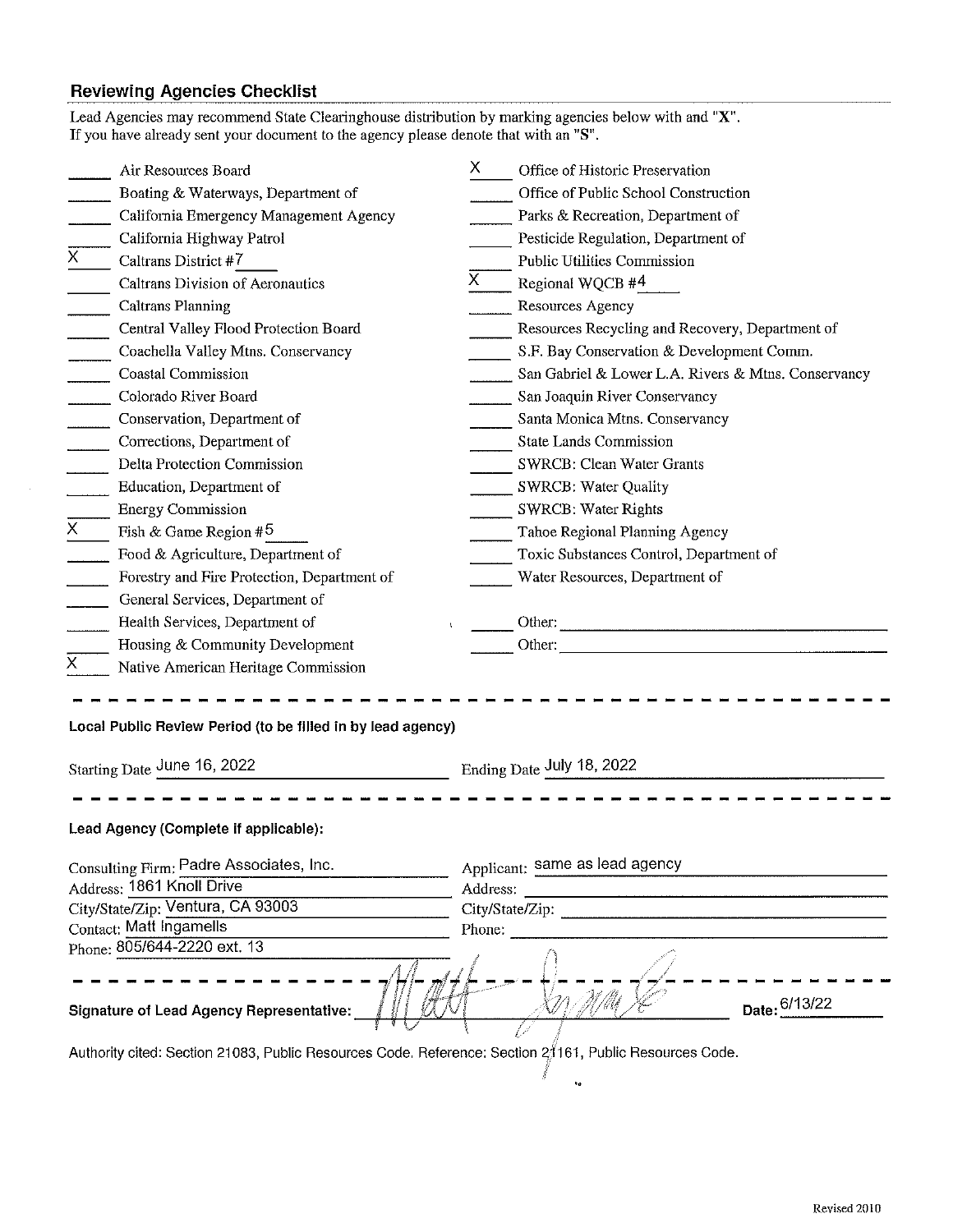## Reviewing Agencies Checklist

Lead Agencies may recommend State Clearinghouse distribution by marking agencies below with and "X".
If you have already sent your document to the agency please denote that with an "S".

| | | | |
|---|---|---|---|
| | Air Resources Board | X | Office of Historic Preservation |
| | Boating & Waterways, Department of | | Office of Public School Construction |
| | California Emergency Management Agency | | Parks & Recreation, Department of |
| | California Highway Patrol | | Pesticide Regulation, Department of |
| X | Caltrans District #7 | | Public Utilities Commission |
| | Caltrans Division of Aeronautics | X | Regional WQCB #4 |
| | Caltrans Planning | | Resources Agency |
| | Central Valley Flood Protection Board | | Resources Recycling and Recovery, Department of |
| | Coachella Valley Mtns. Conservancy | | S.F. Bay Conservation & Development Comm. |
| | Coastal Commission | | San Gabriel & Lower L.A. Rivers & Mtns. Conservancy |
| | Colorado River Board | | San Joaquin River Conservancy |
| | Conservation, Department of | | Santa Monica Mtns. Conservancy |
| | Corrections, Department of | | State Lands Commission |
| | Delta Protection Commission | | SWRCB: Clean Water Grants |
| | Education, Department of | | SWRCB: Water Quality |
| | Energy Commission | | SWRCB: Water Rights |
| X | Fish & Game Region #5 | | Tahoe Regional Planning Agency |
| | Food & Agriculture, Department of | | Toxic Substances Control, Department of |
| | Forestry and Fire Protection, Department of | | Water Resources, Department of |
| | General Services, Department of | | |
| | Health Services, Department of | | Other: |
| | Housing & Community Development | | Other: |
| X | Native American Heritage Commission | | |

**Local Public Review Period (to be filled in by lead agency)**

Starting Date June 16, 2022

Ending Date July 18, 2022

**Lead Agency (Complete if applicable):**

Consulting Firm: Padre Associates, Inc.
Address: 1861 Knoll Drive
City/State/Zip: Ventura, CA 93003
Contact: Matt Ingamells
Phone: 805/644-2220 ext. 13

Applicant: same as lead agency
Address:
City/State/Zip:
Phone:

**Signature of Lead Agency Representative:** [signature]

**Date:** 6/13/22

Authority cited: Section 21083, Public Resources Code. Reference: Section 21161, Public Resources Code.

Revised 2010